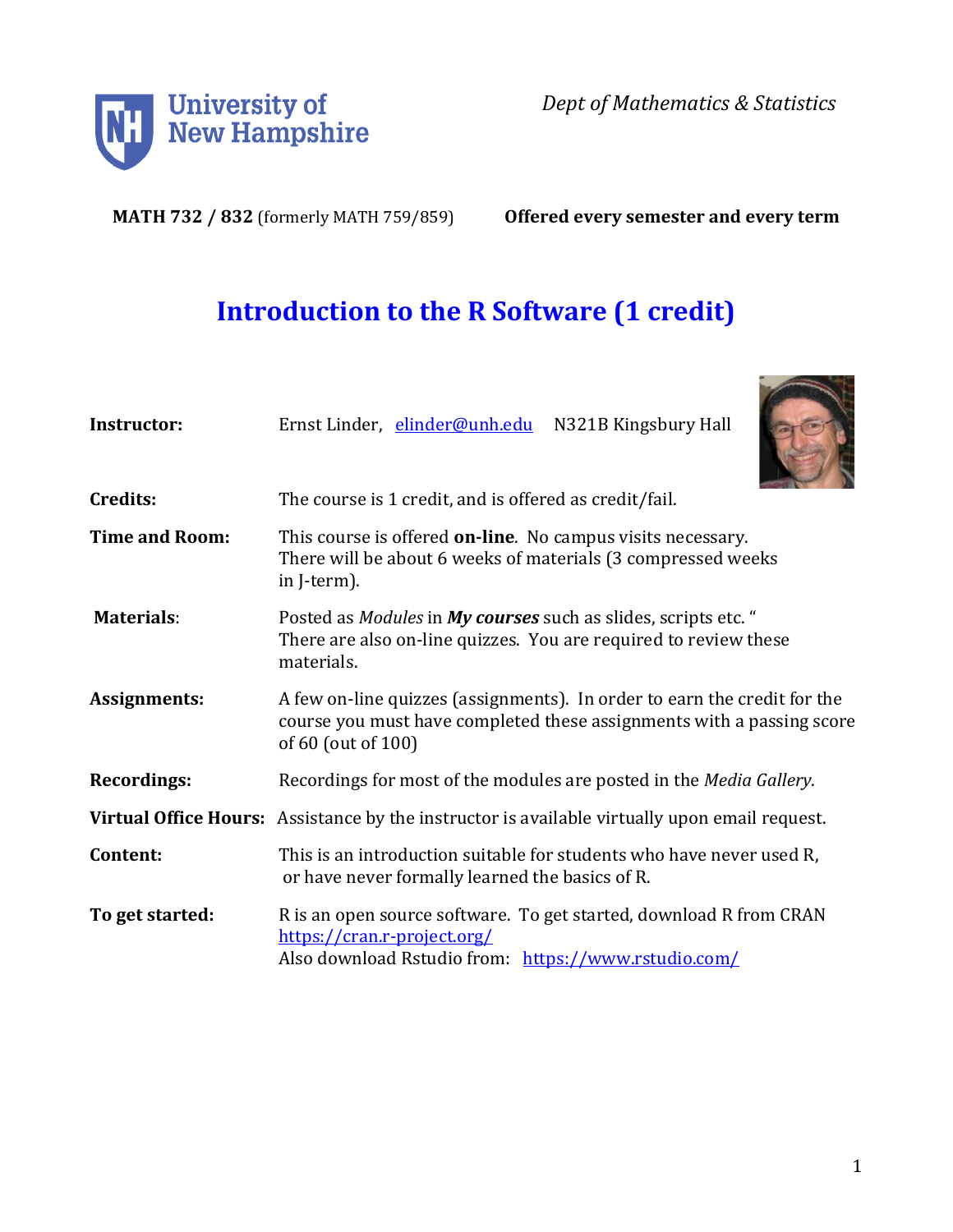University of New Hampshire

*Dept of Mathematics & Statistics*

**MATH 732 / 832** (formerly MATH 759/859) **Offered every semester and every term**

# Introduction to the R Software (1 credit)

**Instructor:** Ernst Linder, elinder@unh.edu N321B Kingsbury Hall

**Credits:** The course is 1 credit, and is offered as credit/fail.

**Time and Room:** This course is offered **on-line**. No campus visits necessary. There will be about 6 weeks of materials (3 compressed weeks in J-term).

**Materials**: Posted as *Modules* in ***My courses*** such as slides, scripts etc. " There are also on-line quizzes. You are required to review these materials.

**Assignments:** A few on-line quizzes (assignments). In order to earn the credit for the course you must have completed these assignments with a passing score of 60 (out of 100)

**Recordings:** Recordings for most of the modules are posted in the *Media Gallery*.

**Virtual Office Hours:** Assistance by the instructor is available virtually upon email request.

**Content:** This is an introduction suitable for students who have never used R, or have never formally learned the basics of R.

**To get started:** R is an open source software. To get started, download R from CRAN https://cran.r-project.org/
Also download Rstudio from: https://www.rstudio.com/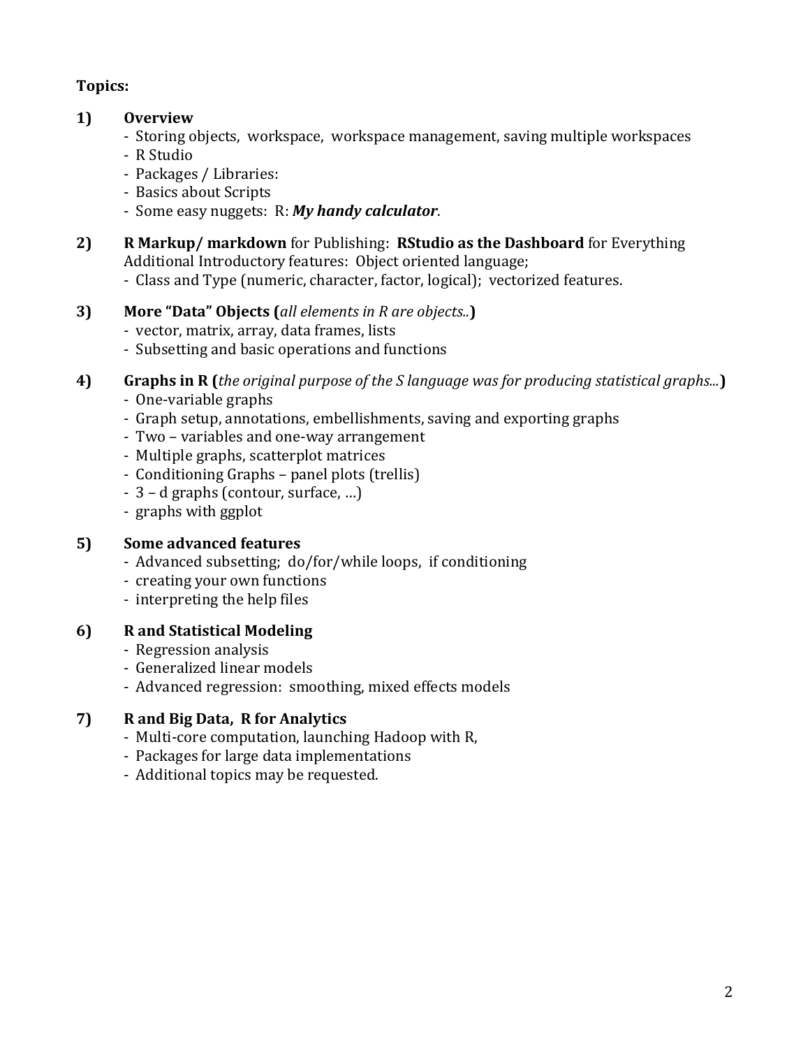**Topics:**

**1) Overview**

- Storing objects, workspace, workspace management, saving multiple workspaces
- R Studio
- Packages / Libraries:
- Basics about Scripts
- Some easy nuggets: R: ***My handy calculator***.

**2) R Markup/ markdown** for Publishing: **RStudio as the Dashboard** for Everything
Additional Introductory features: Object oriented language;

- Class and Type (numeric, character, factor, logical); vectorized features.

**3) More "Data" Objects (***all elements in R are objects..***)**

- vector, matrix, array, data frames, lists
- Subsetting and basic operations and functions

**4) Graphs in R (***the original purpose of the S language was for producing statistical graphs...***)**

- One-variable graphs
- Graph setup, annotations, embellishments, saving and exporting graphs
- Two – variables and one-way arrangement
- Multiple graphs, scatterplot matrices
- Conditioning Graphs – panel plots (trellis)
- 3 – d graphs (contour, surface, …)
- graphs with ggplot

**5) Some advanced features**

- Advanced subsetting; do/for/while loops, if conditioning
- creating your own functions
- interpreting the help files

**6) R and Statistical Modeling**

- Regression analysis
- Generalized linear models
- Advanced regression: smoothing, mixed effects models

**7) R and Big Data, R for Analytics**

- Multi-core computation, launching Hadoop with R,
- Packages for large data implementations
- Additional topics may be requested.